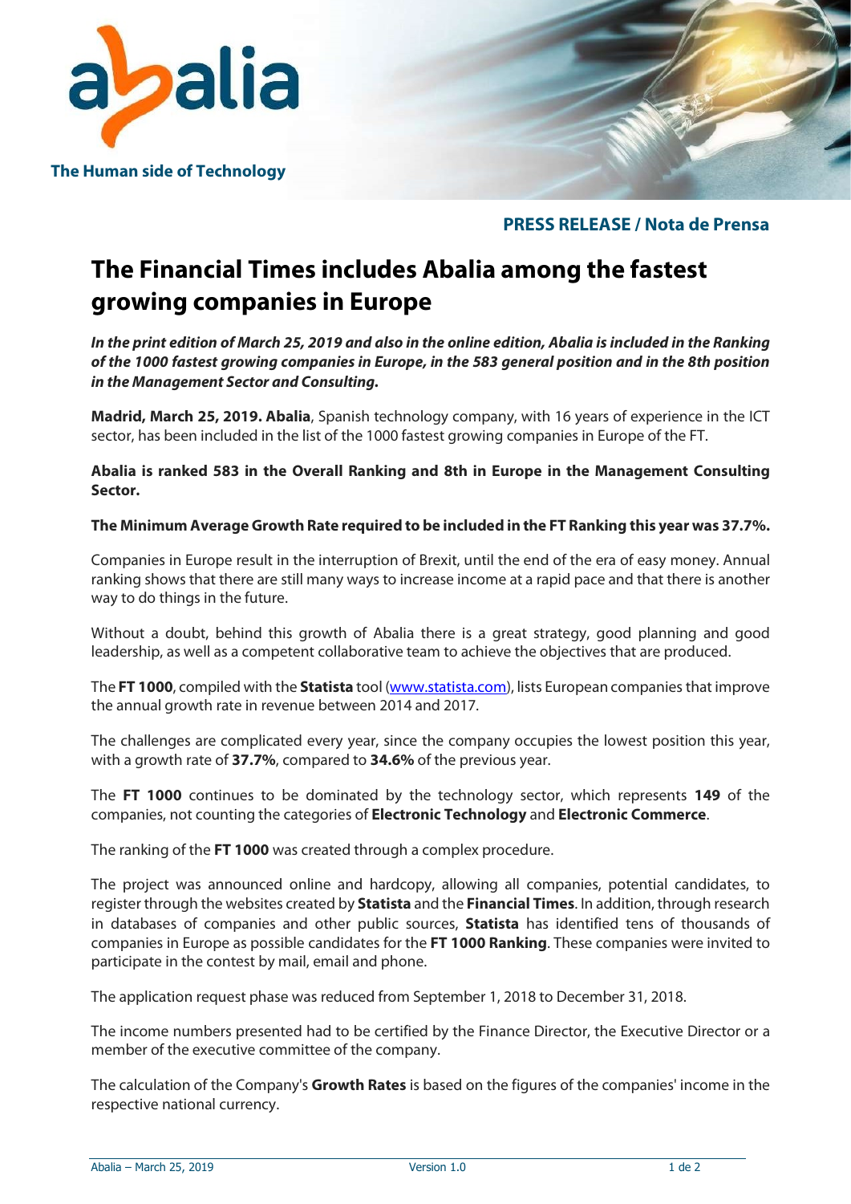The Human side of Technology

**PRESS RELEASE / Nota de Prensa**

# The Financial Times includes Abalia among the fastest growing companies in Europe

***In the print edition of March 25, 2019 and also in the online edition, Abalia is included in the Ranking of the 1000 fastest growing companies in Europe, in the 583 general position and in the 8th position in the Management Sector and Consulting.***

**Madrid, March 25, 2019. Abalia**, Spanish technology company, with 16 years of experience in the ICT sector, has been included in the list of the 1000 fastest growing companies in Europe of the FT.

**Abalia is ranked 583 in the Overall Ranking and 8th in Europe in the Management Consulting Sector.**

**The Minimum Average Growth Rate required to be included in the FT Ranking this year was 37.7%.**

Companies in Europe result in the interruption of Brexit, until the end of the era of easy money. Annual ranking shows that there are still many ways to increase income at a rapid pace and that there is another way to do things in the future.

Without a doubt, behind this growth of Abalia there is a great strategy, good planning and good leadership, as well as a competent collaborative team to achieve the objectives that are produced.

The **FT 1000**, compiled with the **Statista** tool (www.statista.com), lists European companies that improve the annual growth rate in revenue between 2014 and 2017.

The challenges are complicated every year, since the company occupies the lowest position this year, with a growth rate of **37.7%**, compared to **34.6%** of the previous year.

The **FT 1000** continues to be dominated by the technology sector, which represents **149** of the companies, not counting the categories of **Electronic Technology** and **Electronic Commerce**.

The ranking of the **FT 1000** was created through a complex procedure.

The project was announced online and hardcopy, allowing all companies, potential candidates, to register through the websites created by **Statista** and the **Financial Times**. In addition, through research in databases of companies and other public sources, **Statista** has identified tens of thousands of companies in Europe as possible candidates for the **FT 1000 Ranking**. These companies were invited to participate in the contest by mail, email and phone.

The application request phase was reduced from September 1, 2018 to December 31, 2018.

The income numbers presented had to be certified by the Finance Director, the Executive Director or a member of the executive committee of the company.

The calculation of the Company's **Growth Rates** is based on the figures of the companies' income in the respective national currency.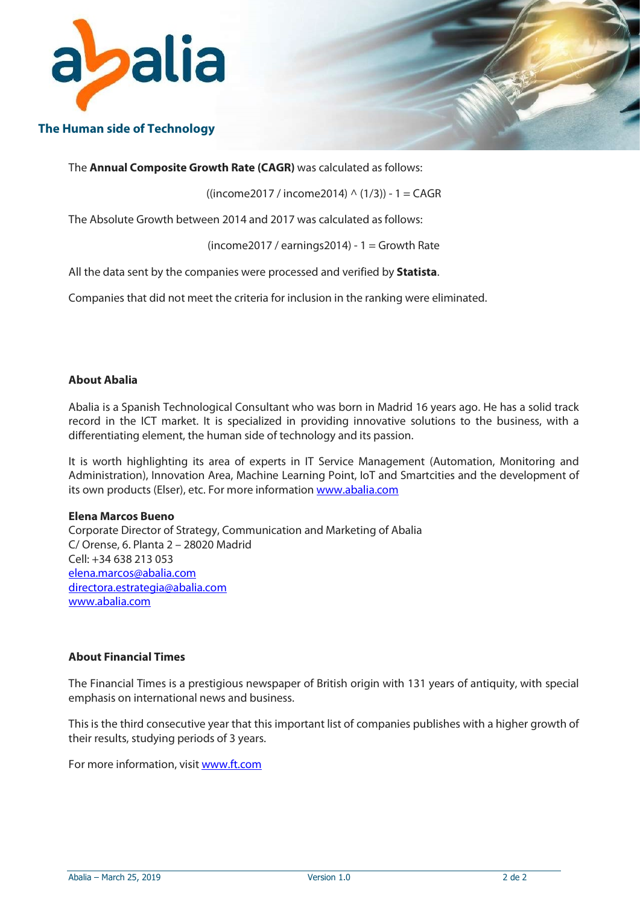The **Annual Composite Growth Rate (CAGR)** was calculated as follows:

$$((income2017 / income2014) ^\wedge (1/3)) - 1 = CAGR$$

The Absolute Growth between 2014 and 2017 was calculated as follows:

$$(income2017 / earnings2014) - 1 = Growth Rate$$

All the data sent by the companies were processed and verified by **Statista**.

Companies that did not meet the criteria for inclusion in the ranking were eliminated.

**About Abalia**

Abalia is a Spanish Technological Consultant who was born in Madrid 16 years ago. He has a solid track record in the ICT market. It is specialized in providing innovative solutions to the business, with a differentiating element, the human side of technology and its passion.

It is worth highlighting its area of experts in IT Service Management (Automation, Monitoring and Administration), Innovation Area, Machine Learning Point, IoT and Smartcities and the development of its own products (Elser), etc. For more information www.abalia.com

**Elena Marcos Bueno**
Corporate Director of Strategy, Communication and Marketing of Abalia
C/ Orense, 6. Planta 2 – 28020 Madrid
Cell: +34 638 213 053
elena.marcos@abalia.com
directora.estrategia@abalia.com
www.abalia.com

**About Financial Times**

The Financial Times is a prestigious newspaper of British origin with 131 years of antiquity, with special emphasis on international news and business.

This is the third consecutive year that this important list of companies publishes with a higher growth of their results, studying periods of 3 years.

For more information, visit www.ft.com